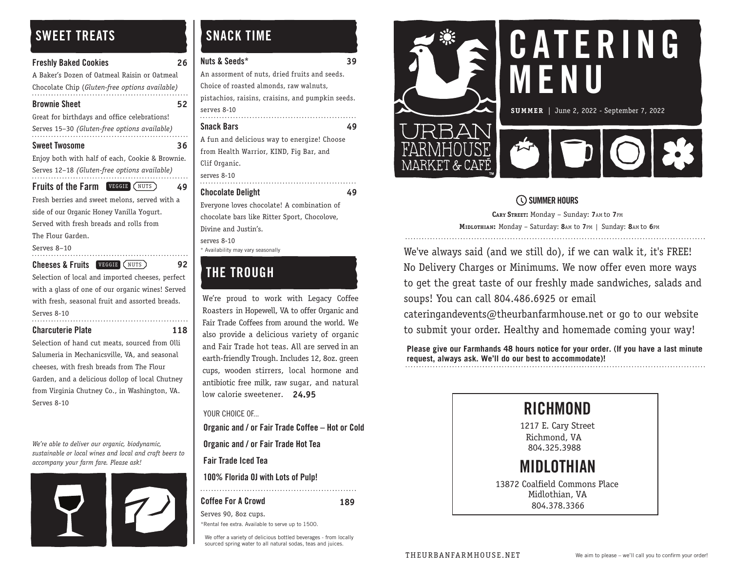## SWEET TREATS

**Freshly Baked Cookies** **26**
A Baker's Dozen of Oatmeal Raisin or Oatmeal Chocolate Chip (*Gluten-free options available)*

**Brownie Sheet** **52**
Great for birthdays and office celebrations! Serves 15–30 *(Gluten-free options available)*

**Sweet Twosome** **36**
Enjoy both with half of each, Cookie & Brownie. Serves 12–18 *(Gluten-free options available)*

**Fruits of the Farm** VEGGIE NUTS **49**
Fresh berries and sweet melons, served with a side of our Organic Honey Vanilla Yogurt. Served with fresh breads and rolls from The Flour Garden.
Serves 8–10

**Cheeses & Fruits** VEGGIE NUTS **92**
Selection of local and imported cheeses, perfect with a glass of one of our organic wines! Served with fresh, seasonal fruit and assorted breads.
Serves 8-10

**Charcuterie Plate** **118**
Selection of hand cut meats, sourced from Olli Salumeria in Mechanicsville, VA, and seasonal cheeses, with fresh breads from The Flour Garden, and a delicious dollop of local Chutney from Virginia Chutney Co., in Washington, VA.
Serves 8-10

*We're able to deliver our organic, biodynamic, sustainable or local wines and local and craft beers to accompany your farm fare. Please ask!*

## SNACK TIME

**Nuts & Seeds*** **39**
An assortment of nuts, dried fruits and seeds. Choice of roasted almonds, raw walnuts, pistachios, raisins, craisins, and pumpkin seeds.
serves 8-10

**Snack Bars** **49**
A fun and delicious way to energize! Choose from Health Warrior, KIND, Fig Bar, and Clif Organic.
serves 8-10

**Chocolate Delight** **49**
Everyone loves chocolate! A combination of chocolate bars like Ritter Sport, Chocolove, Divine and Justin's.
serves 8-10

* Availability may vary seasonally

## THE TROUGH

We're proud to work with Legacy Coffee Roasters in Hopewell, VA to offer Organic and Fair Trade Coffees from around the world. We also provide a delicious variety of organic and Fair Trade hot teas. All are served in an earth-friendly Trough. Includes 12, 8oz. green cups, wooden stirrers, local hormone and antibiotic free milk, raw sugar, and natural low calorie sweetener. **24.95**

YOUR CHOICE OF...

**Organic and / or Fair Trade Coffee – Hot or Cold**

**Organic and / or Fair Trade Hot Tea**

**Fair Trade Iced Tea**

**100% Florida OJ with Lots of Pulp!**

**Coffee For A Crowd** **189**
Serves 90, 8oz cups.
*Rental fee extra. Available to serve up to 1500.

We offer a variety of delicious bottled beverages - from locally sourced spring water to all natural sodas, teas and juices.

URBAN FARMHOUSE MARKET & CAFÉ™

# CATERING MENU

**SUMMER** | June 2, 2022 - September 7, 2022

### SUMMER HOURS

**Cary Street:** Monday – Sunday: **7**AM to **7**PM
**Midlothian:** Monday – Saturday: **8**AM to **7**PM | Sunday: **8**AM to **6**PM

We've always said (and we still do), if we can walk it, it's FREE! No Delivery Charges or Minimums. We now offer even more ways to get the great taste of our freshly made sandwiches, salads and soups! You can call 804.486.6925 or email cateringandevents@theurbanfarmhouse.net or go to our website to submit your order. Healthy and homemade coming your way!

**Please give our Farmhands 48 hours notice for your order. (If you have a last minute request, always ask. We'll do our best to accommodate)!**

## RICHMOND

1217 E. Cary Street
Richmond, VA
804.325.3988

## MIDLOTHIAN

13872 Coalfield Commons Place
Midlothian, VA
804.378.3366

THEURBANFARMHOUSE.NET

We aim to please – we'll call you to confirm your order!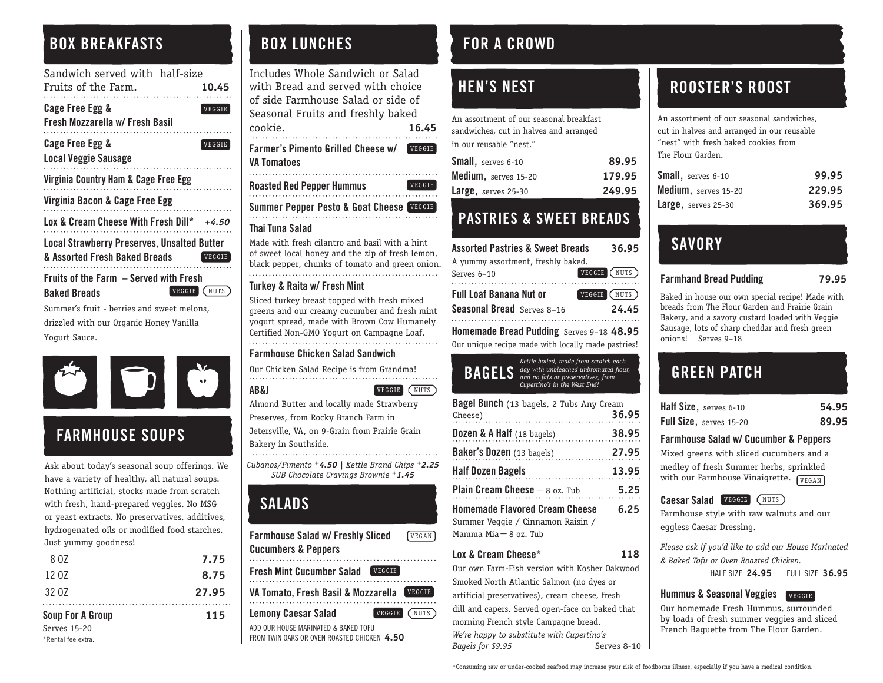## BOX BREAKFASTS

Sandwich served with half-size Fruits of the Farm. **10.45**

- **Cage Free Egg & Fresh Mozzarella w/ Fresh Basil** VEGGIE
- **Cage Free Egg & Local Veggie Sausage** VEGGIE
- **Virginia Country Ham & Cage Free Egg**
- **Virginia Bacon & Cage Free Egg**
- **Lox & Cream Cheese With Fresh Dill*** *+4.50*
- **Local Strawberry Preserves, Unsalted Butter & Assorted Fresh Baked Breads** VEGGIE
- **Fruits of the Farm – Served with Fresh Baked Breads** VEGGIE NUTS

Summer's fruit - berries and sweet melons, drizzled with our Organic Honey Vanilla Yogurt Sauce.

## FARMHOUSE SOUPS

Ask about today's seasonal soup offerings. We have a variety of healthy, all natural soups. Nothing artificial, stocks made from scratch with fresh, hand-prepared veggies. No MSG or yeast extracts. No preservatives, additives, hydrogenated oils or modified food starches. Just yummy goodness!

| | |
|---|---|
| 8 OZ | 7.75 |
| 12 OZ | 8.75 |
| 32 OZ | 27.95 |

**Soup For A Group** **115**
Serves 15-20
*Rental fee extra.

## BOX LUNCHES

Includes Whole Sandwich or Salad with Bread and served with choice of side Farmhouse Salad or side of Seasonal Fruits and freshly baked cookie. **16.45**

- **Farmer's Pimento Grilled Cheese w/ VA Tomatoes** VEGGIE
- **Roasted Red Pepper Hummus** VEGGIE
- **Summer Pepper Pesto & Goat Cheese** VEGGIE

**Thai Tuna Salad**
Made with fresh cilantro and basil with a hint of sweet local honey and the zip of fresh lemon, black pepper, chunks of tomato and green onion.

**Turkey & Raita w/ Fresh Mint**
Sliced turkey breast topped with fresh mixed greens and our creamy cucumber and fresh mint yogurt spread, made with Brown Cow Humanely Certified Non-GMO Yogurt on Campagne Loaf.

**Farmhouse Chicken Salad Sandwich**
Our Chicken Salad Recipe is from Grandma!

**AB&J** VEGGIE NUTS
Almond Butter and locally made Strawberry Preserves, from Rocky Branch Farm in Jetersville, VA, on 9-Grain from Prairie Grain Bakery in Southside.

*Cubanos/Pimento +4.50 | Kettle Brand Chips +2.25*
*SUB Chocolate Cravings Brownie +1.45*

## SALADS

- **Farmhouse Salad w/ Freshly Sliced Cucumbers & Peppers** VEGAN
- **Fresh Mint Cucumber Salad** VEGGIE
- **VA Tomato, Fresh Basil & Mozzarella** VEGGIE
- **Lemony Caesar Salad** VEGGIE NUTS

ADD OUR HOUSE MARINATED & BAKED TOFU FROM TWIN OAKS OR OVEN ROASTED CHICKEN **4.50**

## FOR A CROWD

### HEN'S NEST

An assortment of our seasonal breakfast sandwiches, cut in halves and arranged in our reusable "nest."

| | |
|---|---|
| **Small**, serves 6-10 | 89.95 |
| **Medium**, serves 15-20 | 179.95 |
| **Large**, serves 25-30 | 249.95 |

### PASTRIES & SWEET BREADS

**Assorted Pastries & Sweet Breads** **36.95**
A yummy assortment, freshly baked. Serves 6–10 VEGGIE NUTS

**Full Loaf Banana Nut or Seasonal Bread** Serves 8–16 VEGGIE NUTS **24.45**

**Homemade Bread Pudding** Serves 9–18 **48.95**
Our unique recipe made with locally made pastries!

### BAGELS

*Kettle boiled, made from scratch each day with unbleached unbromated flour, and no fats or preservatives, from Cupertino's in the West End!*

| | |
|---|---|
| **Bagel Bunch** (13 bagels, 2 Tubs Any Cream Cheese) | 36.95 |
| **Dozen & A Half** (18 bagels) | 38.95 |
| **Baker's Dozen** (13 bagels) | 27.95 |
| **Half Dozen Bagels** | 13.95 |
| **Plain Cream Cheese** — 8 oz. Tub | 5.25 |
| **Homemade Flavored Cream Cheese** Summer Veggie / Cinnamon Raisin / Mamma Mia — 8 oz. Tub | 6.25 |

**Lox & Cream Cheese*** **118**
Our own Farm-Fish version with Kosher Oakwood Smoked North Atlantic Salmon (no dyes or artificial preservatives), cream cheese, fresh dill and capers. Served open-face on baked that morning French style Campagne bread.
*We're happy to substitute with Cupertino's Bagels for $9.95* Serves 8-10

### ROOSTER'S ROOST

An assortment of our seasonal sandwiches, cut in halves and arranged in our reusable "nest" with fresh baked cookies from The Flour Garden.

| | |
|---|---|
| **Small**, serves 6-10 | 99.95 |
| **Medium**, serves 15-20 | 229.95 |
| **Large**, serves 25-30 | 369.95 |

### SAVORY

**Farmhand Bread Pudding** **79.95**
Baked in house our own special recipe! Made with breads from The Flour Garden and Prairie Grain Bakery, and a savory custard loaded with Veggie Sausage, lots of sharp cheddar and fresh green onions! Serves 9–18

### GREEN PATCH

| | |
|---|---|
| **Half Size**, serves 6-10 | 54.95 |
| **Full Size**, serves 15-20 | 89.95 |

**Farmhouse Salad w/ Cucumber & Peppers**
Mixed greens with sliced cucumbers and a medley of fresh Summer herbs, sprinkled with our Farmhouse Vinaigrette. VEGAN

**Caesar Salad** VEGGIE NUTS
Farmhouse style with raw walnuts and our eggless Caesar Dressing.

*Please ask if you'd like to add our House Marinated & Baked Tofu or Oven Roasted Chicken.*
HALF SIZE **24.95** FULL SIZE **36.95**

**Hummus & Seasonal Veggies** VEGGIE
Our homemade Fresh Hummus, surrounded by loads of fresh summer veggies and sliced French Baguette from The Flour Garden.

*Consuming raw or under-cooked seafood may increase your risk of foodborne illness, especially if you have a medical condition.